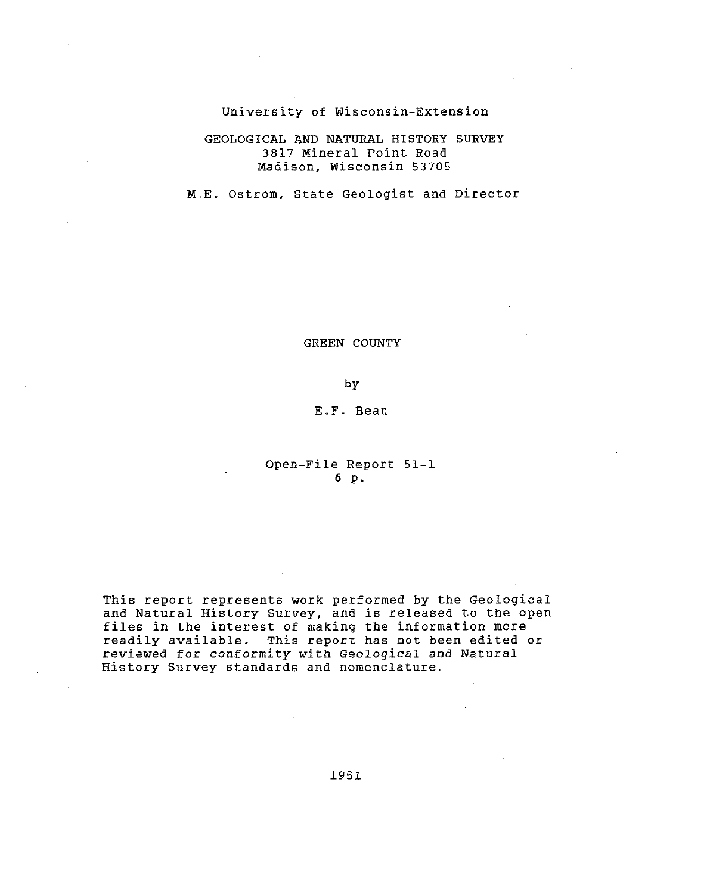University of Wisconsin-Extension

GEOLOGICAL AND NATURAL HISTORY SURVEY
3817 Mineral Point Road
Madison, Wisconsin 53705

M.E. Ostrom, State Geologist and Director

# GREEN COUNTY

by

E.F. Bean

Open-File Report 51-1
6 p.

This report represents work performed by the Geological and Natural History Survey, and is released to the open files in the interest of making the information more readily available. This report has not been edited or reviewed for conformity with Geological and Natural History Survey standards and nomenclature.

1951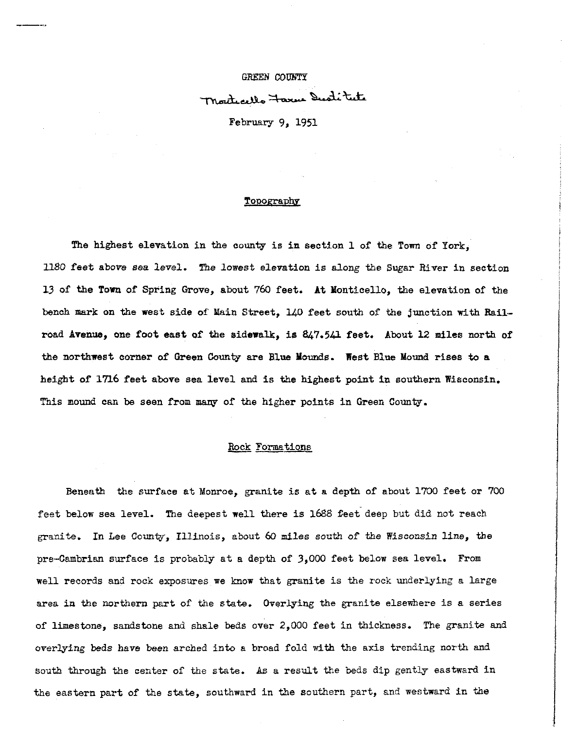GREEN COUNTY

Monticello Farm Institute

February 9, 1951

## Topography

The highest elevation in the county is in section 1 of the Town of York, 1180 feet above sea level. The lowest elevation is along the Sugar River in section 13 of the Town of Spring Grove, about 760 feet. At Monticello, the elevation of the bench mark on the west side of Main Street, 140 feet south of the junction with Railroad Avenue, one foot east of the sidewalk, is 847.541 feet. About 12 miles north of the northwest corner of Green County are Blue Mounds. West Blue Mound rises to a height of 1716 feet above sea level and is the highest point in southern Wisconsin. This mound can be seen from many of the higher points in Green County.

## Rock Formations

Beneath the surface at Monroe, granite is at a depth of about 1700 feet or 700 feet below sea level. The deepest well there is 1688 feet deep but did not reach granite. In Lee County, Illinois, about 60 miles south of the Wisconsin line, the pre-Cambrian surface is probably at a depth of 3,000 feet below sea level. From well records and rock exposures we know that granite is the rock underlying a large area in the northern part of the state. Overlying the granite elsewhere is a series of limestone, sandstone and shale beds over 2,000 feet in thickness. The granite and overlying beds have been arched into a broad fold with the axis trending north and south through the center of the state. As a result the beds dip gently eastward in the eastern part of the state, southward in the southern part, and westward in the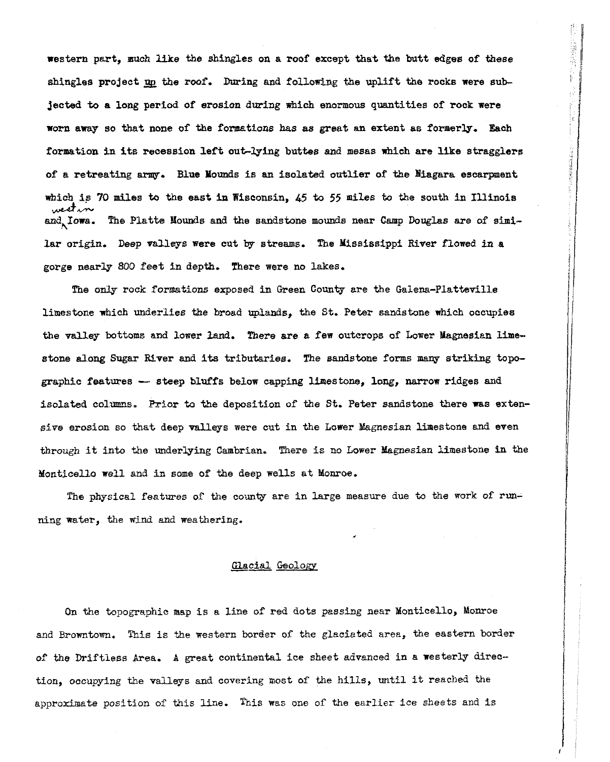western part, much like the shingles on a roof except that the butt edges of these shingles project up the roof. During and following the uplift the rocks were subjected to a long period of erosion during which enormous quantities of rock were worn away so that none of the formations has as great an extent as formerly. Each formation in its recession left out-lying buttes and mesas which are like stragglers of a retreating army. Blue Mounds is an isolated outlier of the Niagara escarpment which is 70 miles to the east in Wisconsin, 45 to 55 miles to the south in Illinois and western Iowa. The Platte Mounds and the sandstone mounds near Camp Douglas are of similar origin. Deep valleys were cut by streams. The Mississippi River flowed in a gorge nearly 800 feet in depth. There were no lakes.

The only rock formations exposed in Green County are the Galena-Platteville limestone which underlies the broad uplands, the St. Peter sandstone which occupies the valley bottoms and lower land. There are a few outcrops of Lower Magnesian limestone along Sugar River and its tributaries. The sandstone forms many striking topographic features — steep bluffs below capping limestone, long, narrow ridges and isolated columns. Prior to the deposition of the St. Peter sandstone there was extensive erosion so that deep valleys were cut in the Lower Magnesian limestone and even through it into the underlying Cambrian. There is no Lower Magnesian limestone in the Monticello well and in some of the deep wells at Monroe.

The physical features of the county are in large measure due to the work of running water, the wind and weathering.

## Glacial Geology

On the topographic map is a line of red dots passing near Monticello, Monroe and Browntown. This is the western border of the glaciated area, the eastern border of the Driftless Area. A great continental ice sheet advanced in a westerly direction, occupying the valleys and covering most of the hills, until it reached the approximate position of this line. This was one of the earlier ice sheets and is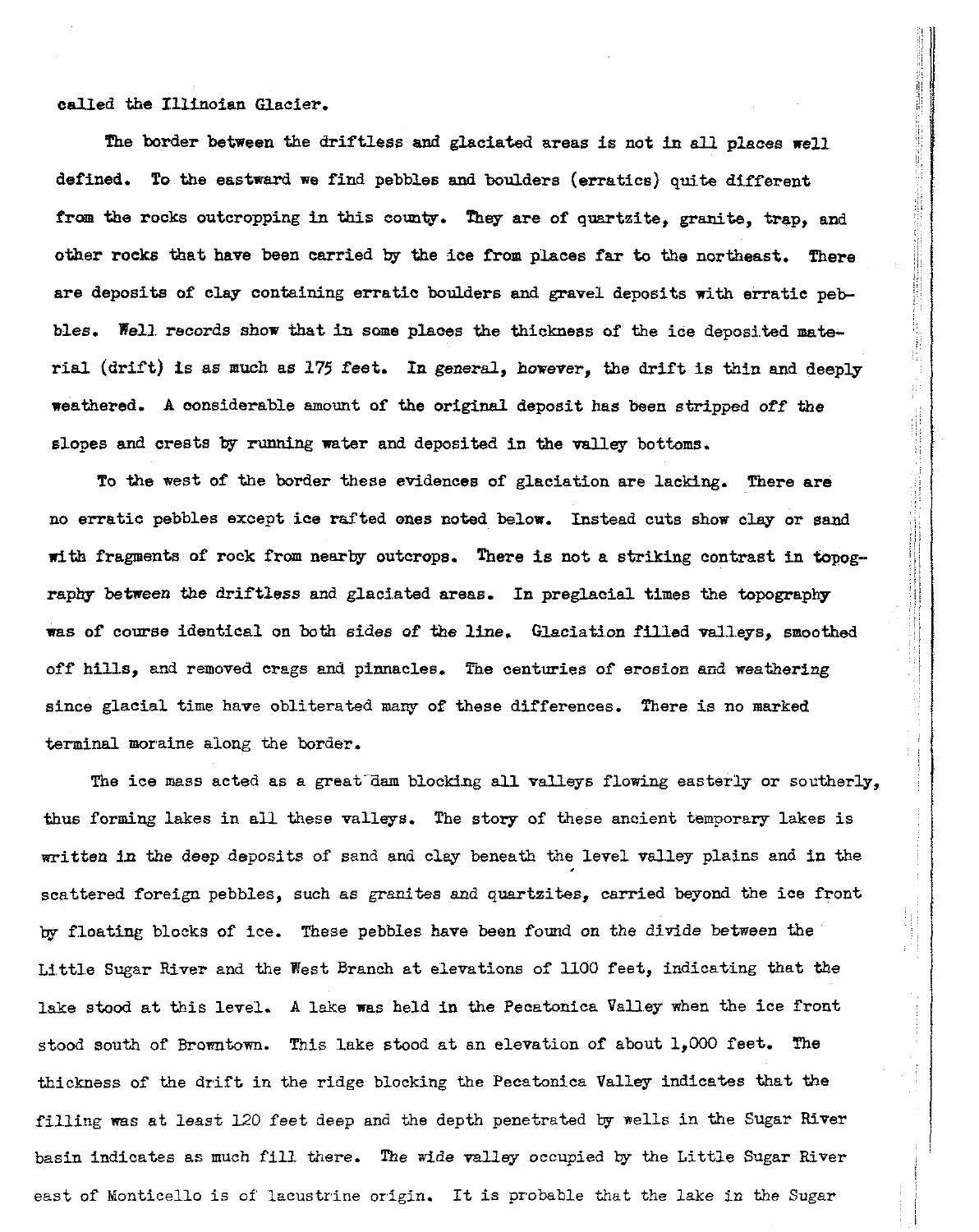called the Illinoian Glacier.

The border between the driftless and glaciated areas is not in all places well defined. To the eastward we find pebbles and boulders (erratics) quite different from the rocks outcropping in this county. They are of quartzite, granite, trap, and other rocks that have been carried by the ice from places far to the northeast. There are deposits of clay containing erratic boulders and gravel deposits with erratic pebbles. Well records show that in some places the thickness of the ice deposited material (drift) is as much as 175 feet. In general, however, the drift is thin and deeply weathered. A considerable amount of the original deposit has been stripped off the slopes and crests by running water and deposited in the valley bottoms.

To the west of the border these evidences of glaciation are lacking. There are no erratic pebbles except ice rafted ones noted below. Instead cuts show clay or sand with fragments of rock from nearby outcrops. There is not a striking contrast in topography between the driftless and glaciated areas. In preglacial times the topography was of course identical on both sides of the line. Glaciation filled valleys, smoothed off hills, and removed crags and pinnacles. The centuries of erosion and weathering since glacial time have obliterated many of these differences. There is no marked terminal moraine along the border.

The ice mass acted as a great dam blocking all valleys flowing easterly or southerly, thus forming lakes in all these valleys. The story of these ancient temporary lakes is written in the deep deposits of sand and clay beneath the level valley plains and in the scattered foreign pebbles, such as granites and quartzites, carried beyond the ice front by floating blocks of ice. These pebbles have been found on the divide between the Little Sugar River and the West Branch at elevations of 1100 feet, indicating that the lake stood at this level. A lake was held in the Pecatonica Valley when the ice front stood south of Browntown. This lake stood at an elevation of about 1,000 feet. The thickness of the drift in the ridge blocking the Pecatonica Valley indicates that the filling was at least 120 feet deep and the depth penetrated by wells in the Sugar River basin indicates as much fill there. The wide valley occupied by the Little Sugar River east of Monticello is of lacustrine origin. It is probable that the lake in the Sugar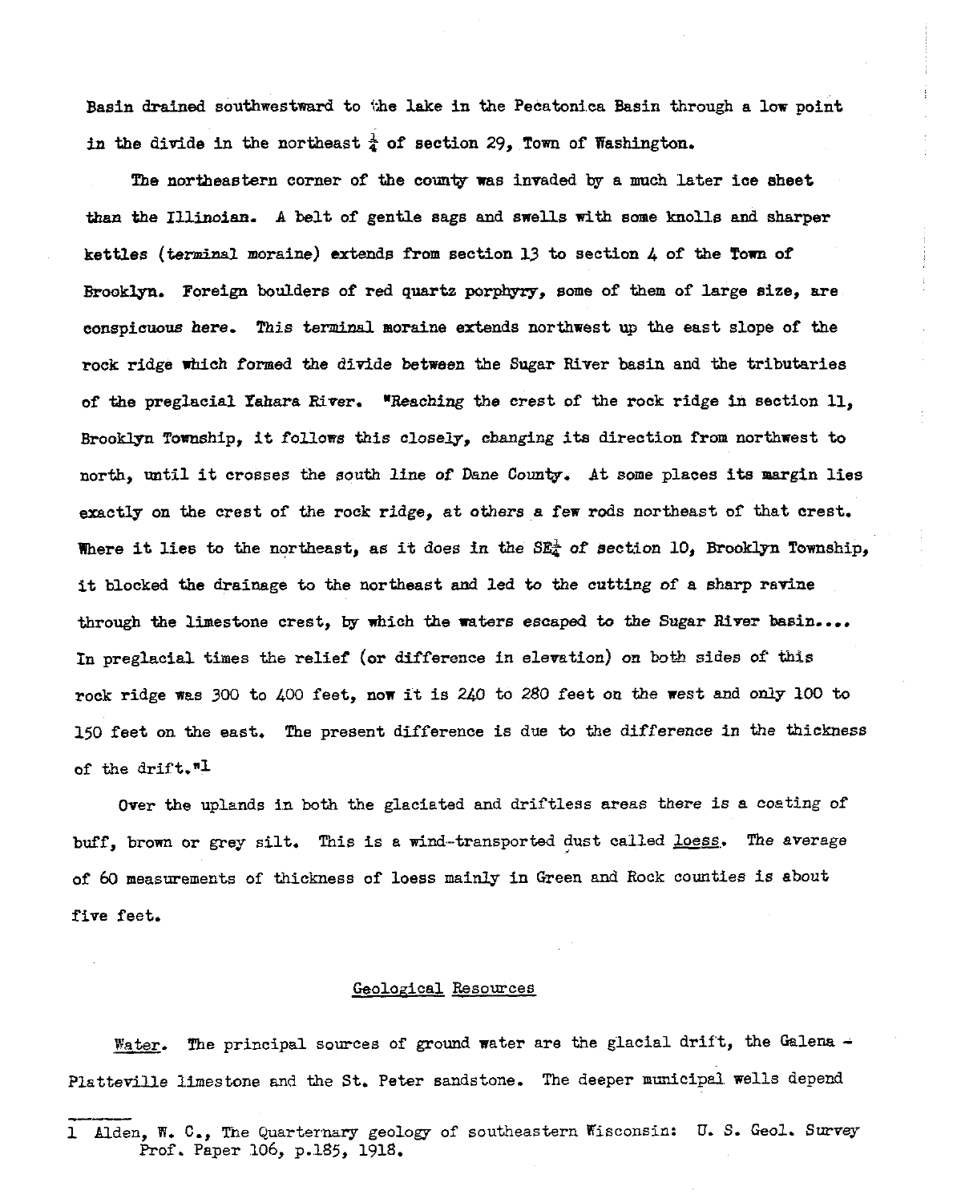Basin drained southwestward to the lake in the Pecatonica Basin through a low point in the divide in the northeast $\frac{1}{4}$ of section 29, Town of Washington.

The northeastern corner of the county was invaded by a much later ice sheet than the Illinoian. A belt of gentle sags and swells with some knolls and sharper kettles (terminal moraine) extends from section 13 to section 4 of the Town of Brooklyn. Foreign boulders of red quartz porphyry, some of them of large size, are conspicuous here. This terminal moraine extends northwest up the east slope of the rock ridge which formed the divide between the Sugar River basin and the tributaries of the preglacial Yahara River. "Reaching the crest of the rock ridge in section 11, Brooklyn Township, it follows this closely, changing its direction from northwest to north, until it crosses the south line of Dane County. At some places its margin lies exactly on the crest of the rock ridge, at others a few rods northeast of that crest. Where it lies to the northeast, as it does in the SE$\frac{1}{4}$ of section 10, Brooklyn Township, it blocked the drainage to the northeast and led to the cutting of a sharp ravine through the limestone crest, by which the waters escaped to the Sugar River basin.... In preglacial times the relief (or difference in elevation) on both sides of this rock ridge was 300 to 400 feet, now it is 240 to 280 feet on the west and only 100 to 150 feet on the east. The present difference is due to the difference in the thickness of the drift."[1]

Over the uplands in both the glaciated and driftless areas there is a coating of buff, brown or grey silt. This is a wind-transported dust called loess. The average of 60 measurements of thickness of loess mainly in Green and Rock counties is about five feet.

## Geological Resources

Water. The principal sources of ground water are the glacial drift, the Galena - Platteville limestone and the St. Peter sandstone. The deeper municipal wells depend

---

1 Alden, W. C., The Quarternary geology of southeastern Wisconsin: U. S. Geol. Survey Prof. Paper 106, p.185, 1918.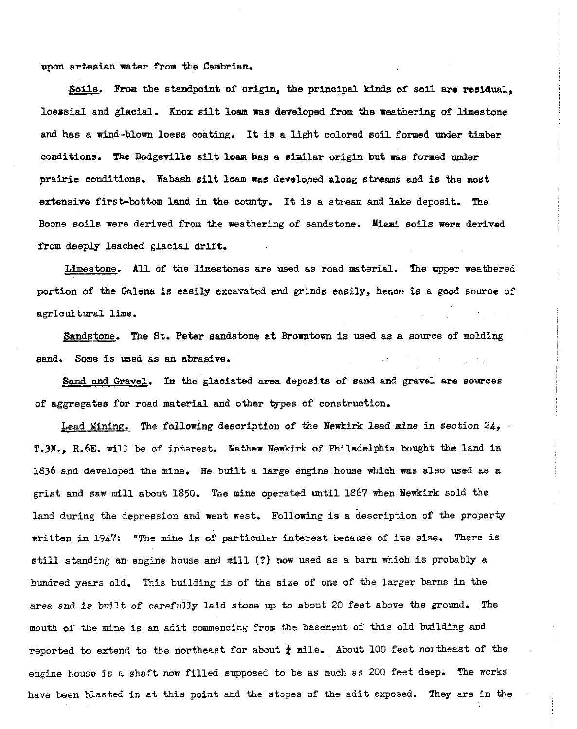upon artesian water from the Cambrian.

Soils. From the standpoint of origin, the principal kinds of soil are residual, loessial and glacial. Knox silt loam was developed from the weathering of limestone and has a wind-blown loess coating. It is a light colored soil formed under timber conditions. The Dodgeville silt loam has a similar origin but was formed under prairie conditions. Wabash silt loam was developed along streams and is the most extensive first-bottom land in the county. It is a stream and lake deposit. The Boone soils were derived from the weathering of sandstone. Miami soils were derived from deeply leached glacial drift.

Limestone. All of the limestones are used as road material. The upper weathered portion of the Galena is easily excavated and grinds easily, hence is a good source of agricultural lime.

Sandstone. The St. Peter sandstone at Browntown is used as a source of molding sand. Some is used as an abrasive.

Sand and Gravel. In the glaciated area deposits of sand and gravel are sources of aggregates for road material and other types of construction.

Lead Mining. The following description of the Newkirk lead mine in section 24, T.3N., R.6E. will be of interest. Mathew Newkirk of Philadelphia bought the land in 1836 and developed the mine. He built a large engine house which was also used as a grist and saw mill about 1850. The mine operated until 1867 when Newkirk sold the land during the depression and went west. Following is a description of the property written in 1947: "The mine is of particular interest because of its size. There is still standing an engine house and mill (?) now used as a barn which is probably a hundred years old. This building is of the size of one of the larger barns in the area and is built of carefully laid stone up to about 20 feet above the ground. The mouth of the mine is an adit commencing from the basement of this old building and reported to extend to the northeast for about ¼ mile. About 100 feet northeast of the engine house is a shaft now filled supposed to be as much as 200 feet deep. The works have been blasted in at this point and the stopes of the adit exposed. They are in the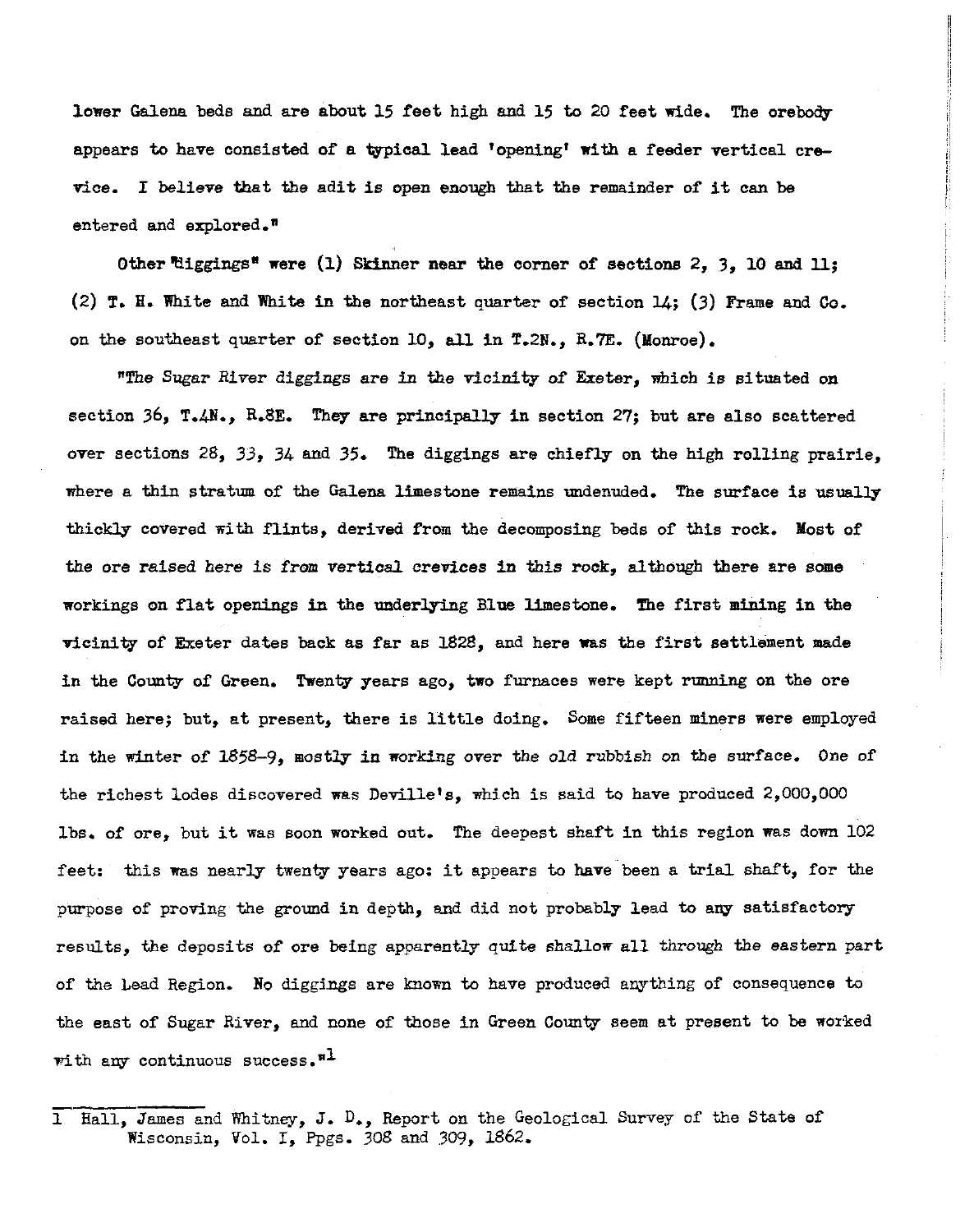lower Galena beds and are about 15 feet high and 15 to 20 feet wide. The orebody appears to have consisted of a typical lead 'opening' with a feeder vertical crevice. I believe that the adit is open enough that the remainder of it can be entered and explored."

Other "diggings" were (1) Skinner near the corner of sections 2, 3, 10 and 11; (2) T. H. White and White in the northeast quarter of section 14; (3) Frame and Co. on the southeast quarter of section 10, all in T.2N., R.7E. (Monroe).

"The Sugar River diggings are in the vicinity of Exeter, which is situated on section 36, T.4N., R.8E. They are principally in section 27; but are also scattered over sections 28, 33, 34 and 35. The diggings are chiefly on the high rolling prairie, where a thin stratum of the Galena limestone remains undenuded. The surface is usually thickly covered with flints, derived from the decomposing beds of this rock. Most of the ore raised here is from vertical crevices in this rock, although there are some workings on flat openings in the underlying Blue limestone. The first mining in the vicinity of Exeter dates back as far as 1828, and here was the first settlement made in the County of Green. Twenty years ago, two furnaces were kept running on the ore raised here; but, at present, there is little doing. Some fifteen miners were employed in the winter of 1858-9, mostly in working over the old rubbish on the surface. One of the richest lodes discovered was Deville's, which is said to have produced 2,000,000 lbs. of ore, but it was soon worked out. The deepest shaft in this region was down 102 feet: this was nearly twenty years ago: it appears to have been a trial shaft, for the purpose of proving the ground in depth, and did not probably lead to any satisfactory results, the deposits of ore being apparently quite shallow all through the eastern part of the Lead Region. No diggings are known to have produced anything of consequence to the east of Sugar River, and none of those in Green County seem at present to be worked with any continuous success."[1]

---

1 Hall, James and Whitney, J. D., Report on the Geological Survey of the State of Wisconsin, Vol. I, Ppgs. 308 and 309, 1862.